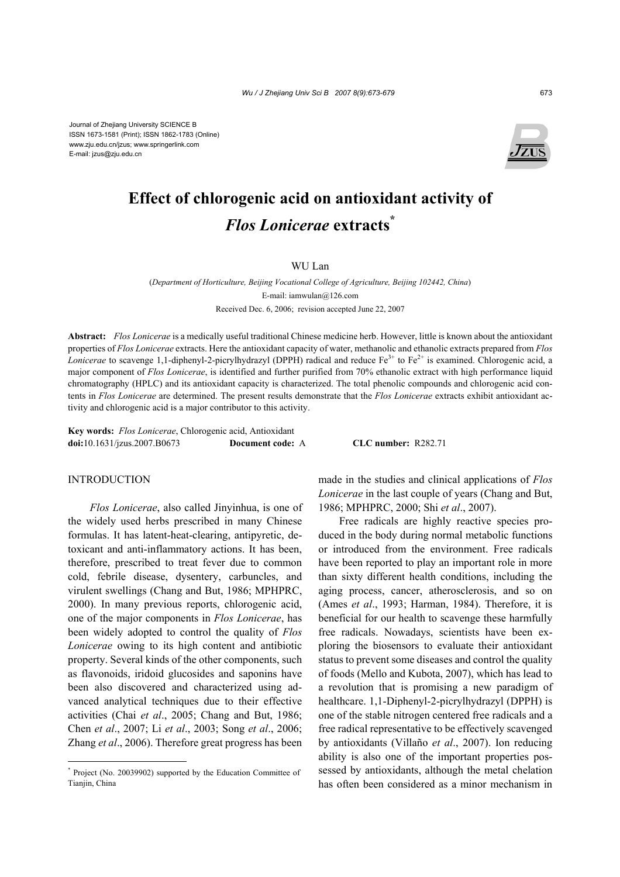Journal of Zhejiang University SCIENCE B
ISSN 1673-1581 (Print); ISSN 1862-1783 (Online)
www.zju.edu.cn/jzus; www.springerlink.com
E-mail: jzus@zju.edu.cn

# Effect of chlorogenic acid on antioxidant activity of *Flos Lonicerae* extracts*

WU Lan

(*Department of Horticulture, Beijing Vocational College of Agriculture, Beijing 102442, China*)
E-mail: iamwulan@126.com
Received Dec. 6, 2006; revision accepted June 22, 2007

**Abstract:** *Flos Lonicerae* is a medically useful traditional Chinese medicine herb. However, little is known about the antioxidant properties of *Flos Lonicerae* extracts. Here the antioxidant capacity of water, methanolic and ethanolic extracts prepared from *Flos Lonicerae* to scavenge 1,1-diphenyl-2-picrylhydrazyl (DPPH) radical and reduce $Fe^{3+}$ to $Fe^{2+}$ is examined. Chlorogenic acid, a major component of *Flos Lonicerae*, is identified and further purified from 70% ethanolic extract with high performance liquid chromatography (HPLC) and its antioxidant capacity is characterized. The total phenolic compounds and chlorogenic acid contents in *Flos Lonicerae* are determined. The present results demonstrate that the *Flos Lonicerae* extracts exhibit antioxidant activity and chlorogenic acid is a major contributor to this activity.

**Key words:** *Flos Lonicerae*, Chlorogenic acid, Antioxidant
**doi:**10.1631/jzus.2007.B0673 **Document code:** A **CLC number:** R282.71

## INTRODUCTION

*Flos Lonicerae*, also called Jinyinhua, is one of the widely used herbs prescribed in many Chinese formulas. It has latent-heat-clearing, antipyretic, detoxicant and anti-inflammatory actions. It has been, therefore, prescribed to treat fever due to common cold, febrile disease, dysentery, carbuncles, and virulent swellings (Chang and But, 1986; MPHPRC, 2000). In many previous reports, chlorogenic acid, one of the major components in *Flos Lonicerae*, has been widely adopted to control the quality of *Flos Lonicerae* owing to its high content and antibiotic property. Several kinds of the other components, such as flavonoids, iridoid glucosides and saponins have been also discovered and characterized using advanced analytical techniques due to their effective activities (Chai *et al*., 2005; Chang and But, 1986; Chen *et al*., 2007; Li *et al*., 2003; Song *et al*., 2006; Zhang *et al*., 2006). Therefore great progress has been made in the studies and clinical applications of *Flos Lonicerae* in the last couple of years (Chang and But, 1986; MPHPRC, 2000; Shi *et al*., 2007).

Free radicals are highly reactive species produced in the body during normal metabolic functions or introduced from the environment. Free radicals have been reported to play an important role in more than sixty different health conditions, including the aging process, cancer, atherosclerosis, and so on (Ames *et al*., 1993; Harman, 1984). Therefore, it is beneficial for our health to scavenge these harmfully free radicals. Nowadays, scientists have been exploring the biosensors to evaluate their antioxidant status to prevent some diseases and control the quality of foods (Mello and Kubota, 2007), which has led to a revolution that is promising a new paradigm of healthcare. 1,1-Diphenyl-2-picrylhydrazyl (DPPH) is one of the stable nitrogen centered free radicals and a free radical representative to be effectively scavenged by antioxidants (Villaño *et al*., 2007). Ion reducing ability is also one of the important properties possessed by antioxidants, although the metal chelation has often been considered as a minor mechanism in

---

* Project (No. 20039902) supported by the Education Committee of Tianjin, China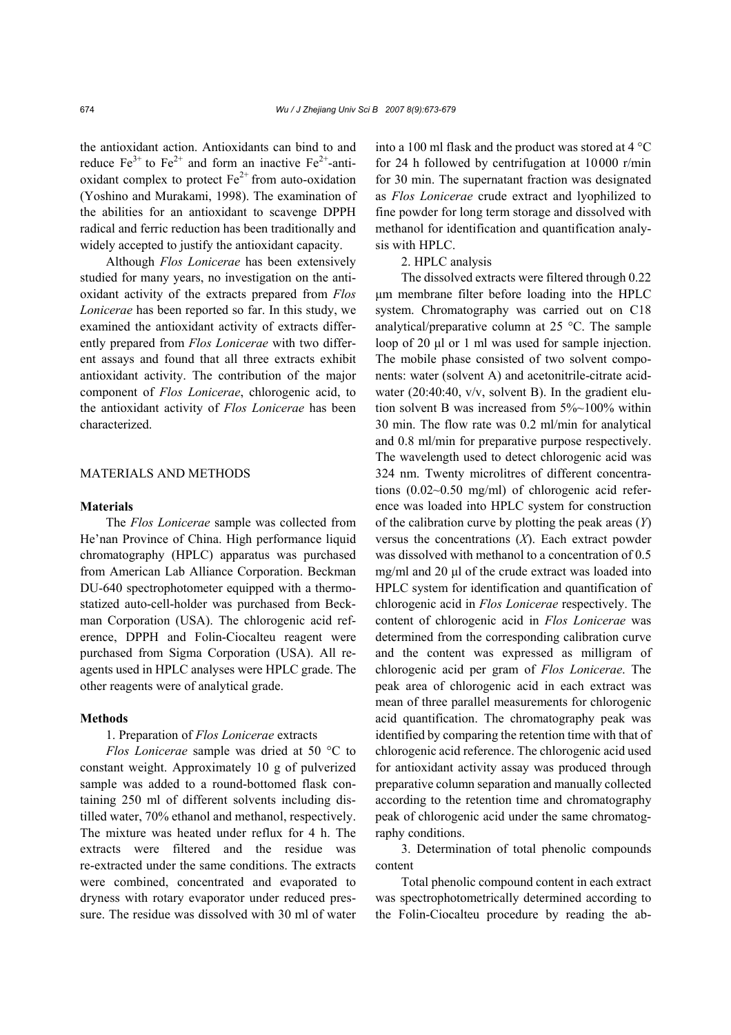the antioxidant action. Antioxidants can bind to and reduce $Fe^{3+}$ to $Fe^{2+}$ and form an inactive $Fe^{2+}$-antioxidant complex to protect $Fe^{2+}$ from auto-oxidation (Yoshino and Murakami, 1998). The examination of the abilities for an antioxidant to scavenge DPPH radical and ferric reduction has been traditionally and widely accepted to justify the antioxidant capacity.

Although *Flos Lonicerae* has been extensively studied for many years, no investigation on the antioxidant activity of the extracts prepared from *Flos Lonicerae* has been reported so far. In this study, we examined the antioxidant activity of extracts differently prepared from *Flos Lonicerae* with two different assays and found that all three extracts exhibit antioxidant activity. The contribution of the major component of *Flos Lonicerae*, chlorogenic acid, to the antioxidant activity of *Flos Lonicerae* has been characterized.

## MATERIALS AND METHODS

### Materials

The *Flos Lonicerae* sample was collected from He'nan Province of China. High performance liquid chromatography (HPLC) apparatus was purchased from American Lab Alliance Corporation. Beckman DU-640 spectrophotometer equipped with a thermostatized auto-cell-holder was purchased from Beckman Corporation (USA). The chlorogenic acid reference, DPPH and Folin-Ciocalteu reagent were purchased from Sigma Corporation (USA). All reagents used in HPLC analyses were HPLC grade. The other reagents were of analytical grade.

### Methods

1. Preparation of *Flos Lonicerae* extracts

*Flos Lonicerae* sample was dried at 50 °C to constant weight. Approximately 10 g of pulverized sample was added to a round-bottomed flask containing 250 ml of different solvents including distilled water, 70% ethanol and methanol, respectively. The mixture was heated under reflux for 4 h. The extracts were filtered and the residue was re-extracted under the same conditions. The extracts were combined, concentrated and evaporated to dryness with rotary evaporator under reduced pressure. The residue was dissolved with 30 ml of water into a 100 ml flask and the product was stored at 4 °C for 24 h followed by centrifugation at 10000 r/min for 30 min. The supernatant fraction was designated as *Flos Lonicerae* crude extract and lyophilized to fine powder for long term storage and dissolved with methanol for identification and quantification analysis with HPLC.

2. HPLC analysis

The dissolved extracts were filtered through 0.22 μm membrane filter before loading into the HPLC system. Chromatography was carried out on C18 analytical/preparative column at 25 °C. The sample loop of 20 μl or 1 ml was used for sample injection. The mobile phase consisted of two solvent components: water (solvent A) and acetonitrile-citrate acid-water (20:40:40, v/v, solvent B). In the gradient elution solvent B was increased from 5%~100% within 30 min. The flow rate was 0.2 ml/min for analytical and 0.8 ml/min for preparative purpose respectively. The wavelength used to detect chlorogenic acid was 324 nm. Twenty microlitres of different concentrations (0.02~0.50 mg/ml) of chlorogenic acid reference was loaded into HPLC system for construction of the calibration curve by plotting the peak areas ($Y$) versus the concentrations ($X$). Each extract powder was dissolved with methanol to a concentration of 0.5 mg/ml and 20 μl of the crude extract was loaded into HPLC system for identification and quantification of chlorogenic acid in *Flos Lonicerae* respectively. The content of chlorogenic acid in *Flos Lonicerae* was determined from the corresponding calibration curve and the content was expressed as milligram of chlorogenic acid per gram of *Flos Lonicerae*. The peak area of chlorogenic acid in each extract was mean of three parallel measurements for chlorogenic acid quantification. The chromatography peak was identified by comparing the retention time with that of chlorogenic acid reference. The chlorogenic acid used for antioxidant activity assay was produced through preparative column separation and manually collected according to the retention time and chromatography peak of chlorogenic acid under the same chromatography conditions.

3. Determination of total phenolic compounds content

Total phenolic compound content in each extract was spectrophotometrically determined according to the Folin-Ciocalteu procedure by reading the ab-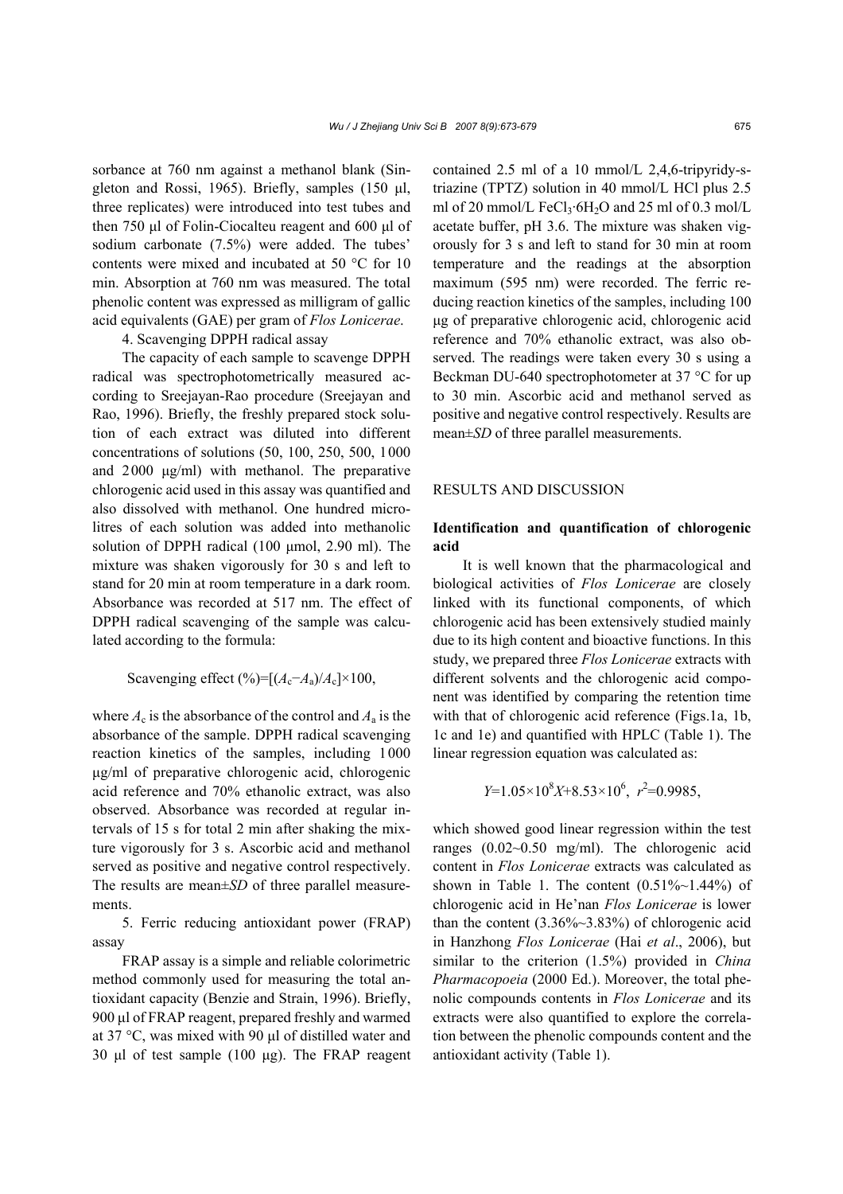sorbance at 760 nm against a methanol blank (Singleton and Rossi, 1965). Briefly, samples (150 μl, three replicates) were introduced into test tubes and then 750 μl of Folin-Ciocalteu reagent and 600 μl of sodium carbonate (7.5%) were added. The tubes' contents were mixed and incubated at 50 °C for 10 min. Absorption at 760 nm was measured. The total phenolic content was expressed as milligram of gallic acid equivalents (GAE) per gram of *Flos Lonicerae*.

4. Scavenging DPPH radical assay

The capacity of each sample to scavenge DPPH radical was spectrophotometrically measured according to Sreejayan-Rao procedure (Sreejayan and Rao, 1996). Briefly, the freshly prepared stock solution of each extract was diluted into different concentrations of solutions (50, 100, 250, 500, 1000 and 2000 μg/ml) with methanol. The preparative chlorogenic acid used in this assay was quantified and also dissolved with methanol. One hundred microlitres of each solution was added into methanolic solution of DPPH radical (100 μmol, 2.90 ml). The mixture was shaken vigorously for 30 s and left to stand for 20 min at room temperature in a dark room. Absorbance was recorded at 517 nm. The effect of DPPH radical scavenging of the sample was calculated according to the formula:

$$\text{Scavenging effect (\%)}=[(A_c-A_a)/A_c]\times 100,$$

where $A_c$ is the absorbance of the control and $A_a$ is the absorbance of the sample. DPPH radical scavenging reaction kinetics of the samples, including 1000 μg/ml of preparative chlorogenic acid, chlorogenic acid reference and 70% ethanolic extract, was also observed. Absorbance was recorded at regular intervals of 15 s for total 2 min after shaking the mixture vigorously for 3 s. Ascorbic acid and methanol served as positive and negative control respectively. The results are mean±*SD* of three parallel measurements.

5. Ferric reducing antioxidant power (FRAP) assay

FRAP assay is a simple and reliable colorimetric method commonly used for measuring the total antioxidant capacity (Benzie and Strain, 1996). Briefly, 900 μl of FRAP reagent, prepared freshly and warmed at 37 °C, was mixed with 90 μl of distilled water and 30 μl of test sample (100 μg). The FRAP reagent contained 2.5 ml of a 10 mmol/L 2,4,6-tripyridy-s-triazine (TPTZ) solution in 40 mmol/L HCl plus 2.5 ml of 20 mmol/L $FeCl_3 \cdot 6H_2O$ and 25 ml of 0.3 mol/L acetate buffer, pH 3.6. The mixture was shaken vigorously for 3 s and left to stand for 30 min at room temperature and the readings at the absorption maximum (595 nm) were recorded. The ferric reducing reaction kinetics of the samples, including 100 μg of preparative chlorogenic acid, chlorogenic acid reference and 70% ethanolic extract, was also observed. The readings were taken every 30 s using a Beckman DU-640 spectrophotometer at 37 °C for up to 30 min. Ascorbic acid and methanol served as positive and negative control respectively. Results are mean±*SD* of three parallel measurements.

## RESULTS AND DISCUSSION

### Identification and quantification of chlorogenic acid

It is well known that the pharmacological and biological activities of *Flos Lonicerae* are closely linked with its functional components, of which chlorogenic acid has been extensively studied mainly due to its high content and bioactive functions. In this study, we prepared three *Flos Lonicerae* extracts with different solvents and the chlorogenic acid component was identified by comparing the retention time with that of chlorogenic acid reference (Figs.1a, 1b, 1c and 1e) and quantified with HPLC (Table 1). The linear regression equation was calculated as:

$$Y=1.05\times10^{8}X+8.53\times10^{6},\ r^2=0.9985,$$

which showed good linear regression within the test ranges (0.02~0.50 mg/ml). The chlorogenic acid content in *Flos Lonicerae* extracts was calculated as shown in Table 1. The content (0.51%~1.44%) of chlorogenic acid in He'nan *Flos Lonicerae* is lower than the content (3.36%~3.83%) of chlorogenic acid in Hanzhong *Flos Lonicerae* (Hai *et al*., 2006), but similar to the criterion (1.5%) provided in *China Pharmacopoeia* (2000 Ed.). Moreover, the total phenolic compounds contents in *Flos Lonicerae* and its extracts were also quantified to explore the correlation between the phenolic compounds content and the antioxidant activity (Table 1).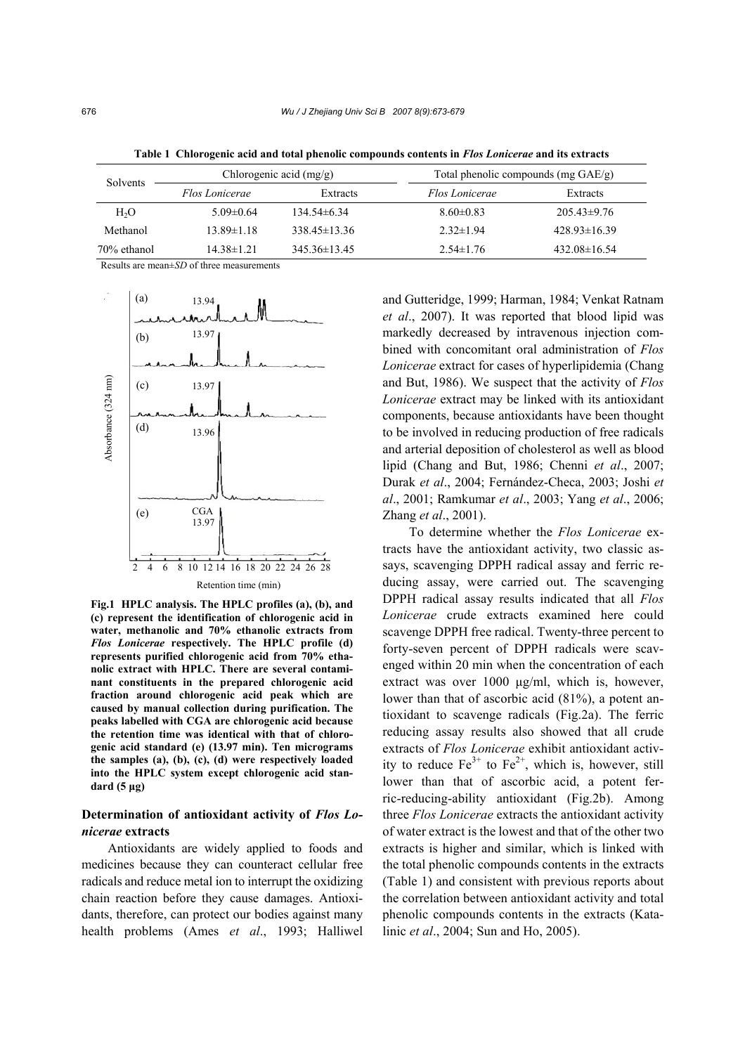**Table 1 Chlorogenic acid and total phenolic compounds contents in *Flos Lonicerae* and its extracts**

| Solvents | Chlorogenic acid (mg/g) | | Total phenolic compounds (mg GAE/g) | |
|---|---|---|---|---|
| | *Flos Lonicerae* | Extracts | *Flos Lonicerae* | Extracts |
| $H_2O$ | 5.09±0.64 | 134.54±6.34 | 8.60±0.83 | 205.43±9.76 |
| Methanol | 13.89±1.18 | 338.45±13.36 | 2.32±1.94 | 428.93±16.39 |
| 70% ethanol | 14.38±1.21 | 345.36±13.45 | 2.54±1.76 | 432.08±16.54 |

Results are mean±*SD* of three measurements

**Fig.1 HPLC analysis. The HPLC profiles (a), (b), and (c) represent the identification of chlorogenic acid in water, methanolic and 70% ethanolic extracts from *Flos Lonicerae* respectively. The HPLC profile (d) represents purified chlorogenic acid from 70% ethanolic extract with HPLC. There are several contaminant constituents in the prepared chlorogenic acid fraction around chlorogenic acid peak which are caused by manual collection during purification. The peaks labelled with CGA are chlorogenic acid because the retention time was identical with that of chlorogenic acid standard (e) (13.97 min). Ten micrograms the samples (a), (b), (c), (d) were respectively loaded into the HPLC system except chlorogenic acid standard (5 μg)**

### Determination of antioxidant activity of *Flos Lonicerae* extracts

Antioxidants are widely applied to foods and medicines because they can counteract cellular free radicals and reduce metal ion to interrupt the oxidizing chain reaction before they cause damages. Antioxidants, therefore, can protect our bodies against many health problems (Ames *et al*., 1993; Halliwel and Gutteridge, 1999; Harman, 1984; Venkat Ratnam *et al*., 2007). It was reported that blood lipid was markedly decreased by intravenous injection combined with concomitant oral administration of *Flos Lonicerae* extract for cases of hyperlipidemia (Chang and But, 1986). We suspect that the activity of *Flos Lonicerae* extract may be linked with its antioxidant components, because antioxidants have been thought to be involved in reducing production of free radicals and arterial deposition of cholesterol as well as blood lipid (Chang and But, 1986; Chenni *et al*., 2007; Durak *et al*., 2004; Fernández-Checa, 2003; Joshi *et al*., 2001; Ramkumar *et al*., 2003; Yang *et al*., 2006; Zhang *et al*., 2001).

To determine whether the *Flos Lonicerae* extracts have the antioxidant activity, two classic assays, scavenging DPPH radical assay and ferric reducing assay, were carried out. The scavenging DPPH radical assay results indicated that all *Flos Lonicerae* crude extracts examined here could scavenge DPPH free radical. Twenty-three percent to forty-seven percent of DPPH radicals were scavenged within 20 min when the concentration of each extract was over 1000 μg/ml, which is, however, lower than that of ascorbic acid (81%), a potent antioxidant to scavenge radicals (Fig.2a). The ferric reducing assay results also showed that all crude extracts of *Flos Lonicerae* exhibit antioxidant activity to reduce $Fe^{3+}$ to $Fe^{2+}$, which is, however, still lower than that of ascorbic acid, a potent ferric-reducing-ability antioxidant (Fig.2b). Among three *Flos Lonicerae* extracts the antioxidant activity of water extract is the lowest and that of the other two extracts is higher and similar, which is linked with the total phenolic compounds contents in the extracts (Table 1) and consistent with previous reports about the correlation between antioxidant activity and total phenolic compounds contents in the extracts (Katalinic *et al*., 2004; Sun and Ho, 2005).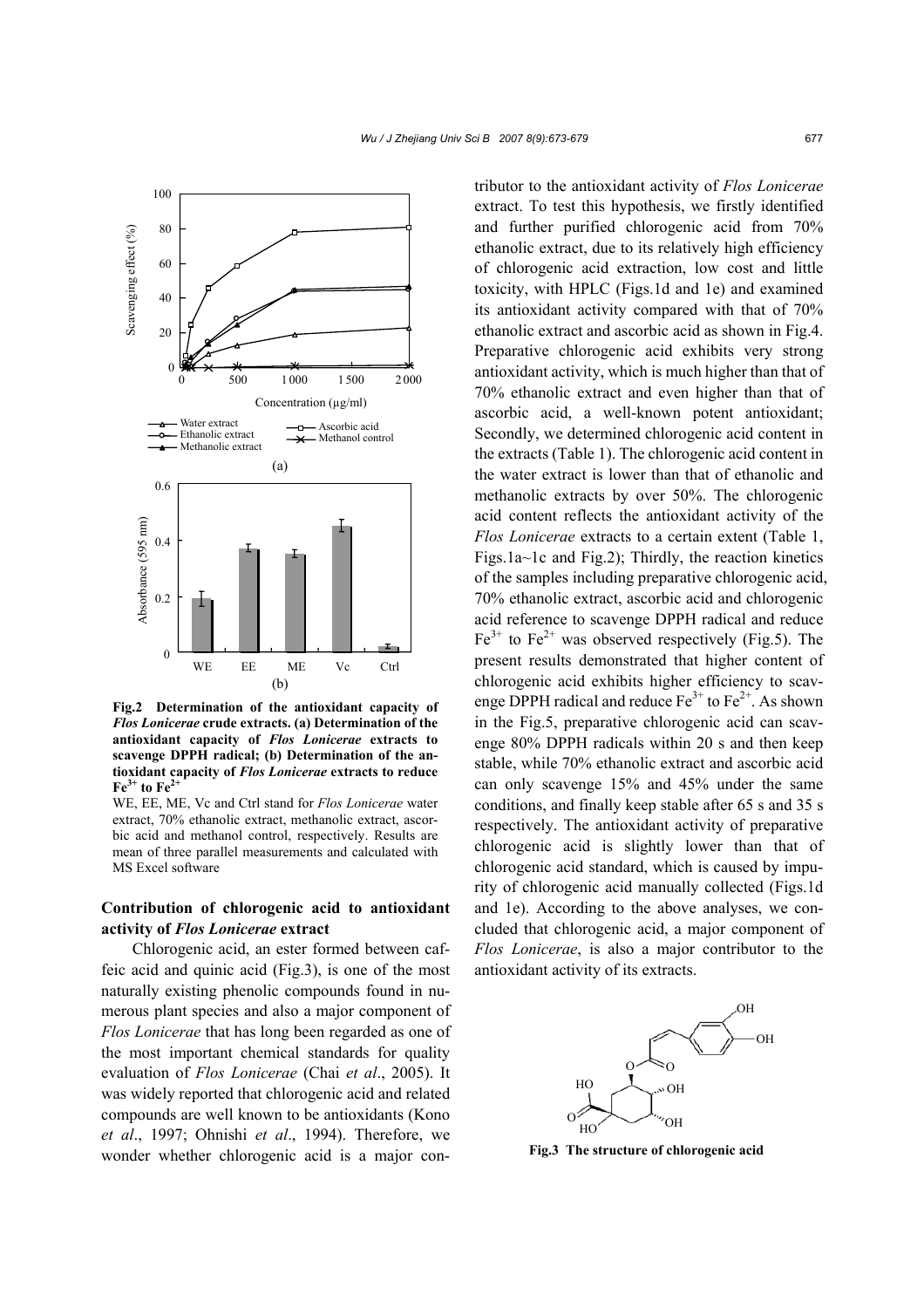**Fig.2 Determination of the antioxidant capacity of *Flos Lonicerae* crude extracts. (a) Determination of the antioxidant capacity of *Flos Lonicerae* extracts to scavenge DPPH radical; (b) Determination of the antioxidant capacity of *Flos Lonicerae* extracts to reduce $Fe^{3+}$ to $Fe^{2+}$**

WE, EE, ME, Vc and Ctrl stand for *Flos Lonicerae* water extract, 70% ethanolic extract, methanolic extract, ascorbic acid and methanol control, respectively. Results are mean of three parallel measurements and calculated with MS Excel software

## Contribution of chlorogenic acid to antioxidant activity of *Flos Lonicerae* extract

Chlorogenic acid, an ester formed between caffeic acid and quinic acid (Fig.3), is one of the most naturally existing phenolic compounds found in numerous plant species and also a major component of *Flos Lonicerae* that has long been regarded as one of the most important chemical standards for quality evaluation of *Flos Lonicerae* (Chai *et al*., 2005). It was widely reported that chlorogenic acid and related compounds are well known to be antioxidants (Kono *et al*., 1997; Ohnishi *et al*., 1994). Therefore, we wonder whether chlorogenic acid is a major contributor to the antioxidant activity of *Flos Lonicerae* extract. To test this hypothesis, we firstly identified and further purified chlorogenic acid from 70% ethanolic extract, due to its relatively high efficiency of chlorogenic acid extraction, low cost and little toxicity, with HPLC (Figs.1d and 1e) and examined its antioxidant activity compared with that of 70% ethanolic extract and ascorbic acid as shown in Fig.4. Preparative chlorogenic acid exhibits very strong antioxidant activity, which is much higher than that of 70% ethanolic extract and even higher than that of ascorbic acid, a well-known potent antioxidant; Secondly, we determined chlorogenic acid content in the extracts (Table 1). The chlorogenic acid content in the water extract is lower than that of ethanolic and methanolic extracts by over 50%. The chlorogenic acid content reflects the antioxidant activity of the *Flos Lonicerae* extracts to a certain extent (Table 1, Figs.1a~1c and Fig.2); Thirdly, the reaction kinetics of the samples including preparative chlorogenic acid, 70% ethanolic extract, ascorbic acid and chlorogenic acid reference to scavenge DPPH radical and reduce $Fe^{3+}$ to $Fe^{2+}$ was observed respectively (Fig.5). The present results demonstrated that higher content of chlorogenic acid exhibits higher efficiency to scavenge DPPH radical and reduce $Fe^{3+}$ to $Fe^{2+}$. As shown in the Fig.5, preparative chlorogenic acid can scavenge 80% DPPH radicals within 20 s and then keep stable, while 70% ethanolic extract and ascorbic acid can only scavenge 15% and 45% under the same conditions, and finally keep stable after 65 s and 35 s respectively. The antioxidant activity of preparative chlorogenic acid is slightly lower than that of chlorogenic acid standard, which is caused by impurity of chlorogenic acid manually collected (Figs.1d and 1e). According to the above analyses, we concluded that chlorogenic acid, a major component of *Flos Lonicerae*, is also a major contributor to the antioxidant activity of its extracts.

**Fig.3 The structure of chlorogenic acid**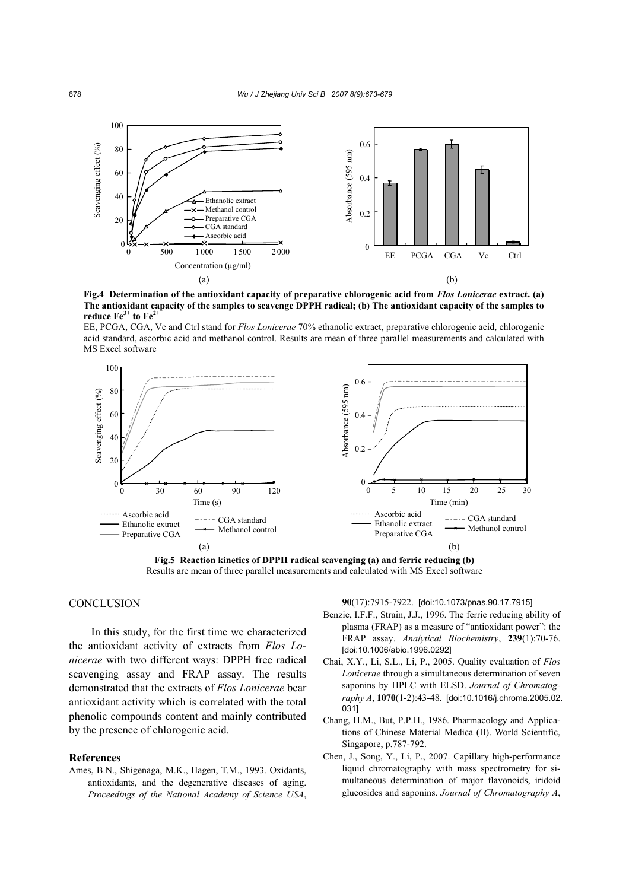**Fig.4 Determination of the antioxidant capacity of preparative chlorogenic acid from *Flos Lonicerae* extract. (a) The antioxidant capacity of the samples to scavenge DPPH radical; (b) The antioxidant capacity of the samples to reduce $Fe^{3+}$ to $Fe^{2+}$**

EE, PCGA, CGA, Vc and Ctrl stand for *Flos Lonicerae* 70% ethanolic extract, preparative chlorogenic acid, chlorogenic acid standard, ascorbic acid and methanol control. Results are mean of three parallel measurements and calculated with MS Excel software

**Fig.5 Reaction kinetics of DPPH radical scavenging (a) and ferric reducing (b)**

Results are mean of three parallel measurements and calculated with MS Excel software

## CONCLUSION

In this study, for the first time we characterized the antioxidant activity of extracts from *Flos Lonicerae* with two different ways: DPPH free radical scavenging assay and FRAP assay. The results demonstrated that the extracts of *Flos Lonicerae* bear antioxidant activity which is correlated with the total phenolic compounds content and mainly contributed by the presence of chlorogenic acid.

### References

Ames, B.N., Shigenaga, M.K., Hagen, T.M., 1993. Oxidants, antioxidants, and the degenerative diseases of aging. *Proceedings of the National Academy of Science USA*, **90**(17):7915-7922. [doi:10.1073/pnas.90.17.7915]

Benzie, I.F.F., Strain, J.J., 1996. The ferric reducing ability of plasma (FRAP) as a measure of "antioxidant power": the FRAP assay. *Analytical Biochemistry*, **239**(1):70-76. [doi:10.1006/abio.1996.0292]

Chai, X.Y., Li, S.L., Li, P., 2005. Quality evaluation of *Flos Lonicerae* through a simultaneous determination of seven saponins by HPLC with ELSD. *Journal of Chromatography A*, **1070**(1-2):43-48. [doi:10.1016/j.chroma.2005.02.031]

Chang, H.M., But, P.P.H., 1986. Pharmacology and Applications of Chinese Material Medica (II). World Scientific, Singapore, p.787-792.

Chen, J., Song, Y., Li, P., 2007. Capillary high-performance liquid chromatography with mass spectrometry for simultaneous determination of major flavonoids, iridoid glucosides and saponins. *Journal of Chromatography A*,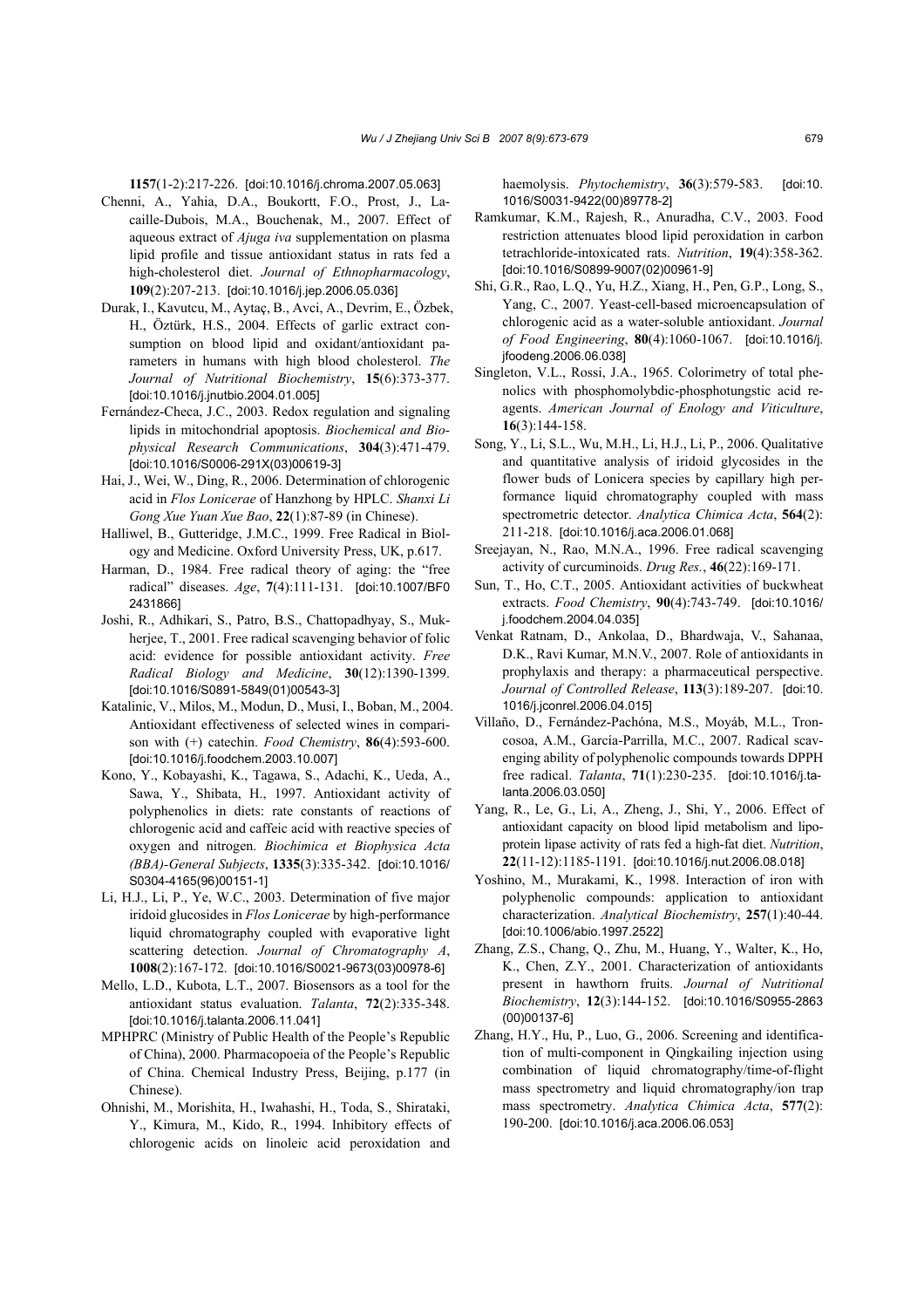**1157**(1-2):217-226. [doi:10.1016/j.chroma.2007.05.063]

Chenni, A., Yahia, D.A., Boukortt, F.O., Prost, J., Lacaille-Dubois, M.A., Bouchenak, M., 2007. Effect of aqueous extract of *Ajuga iva* supplementation on plasma lipid profile and tissue antioxidant status in rats fed a high-cholesterol diet. *Journal of Ethnopharmacology*, **109**(2):207-213. [doi:10.1016/j.jep.2006.05.036]

Durak, I., Kavutcu, M., Aytaç, B., Avci, A., Devrim, E., Özbek, H., Öztürk, H.S., 2004. Effects of garlic extract consumption on blood lipid and oxidant/antioxidant parameters in humans with high blood cholesterol. *The Journal of Nutritional Biochemistry*, **15**(6):373-377. [doi:10.1016/j.jnutbio.2004.01.005]

Fernández-Checa, J.C., 2003. Redox regulation and signaling lipids in mitochondrial apoptosis. *Biochemical and Biophysical Research Communications*, **304**(3):471-479. [doi:10.1016/S0006-291X(03)00619-3]

Hai, J., Wei, W., Ding, R., 2006. Determination of chlorogenic acid in *Flos Lonicerae* of Hanzhong by HPLC. *Shanxi Li Gong Xue Yuan Xue Bao*, **22**(1):87-89 (in Chinese).

Halliwel, B., Gutteridge, J.M.C., 1999. Free Radical in Biology and Medicine. Oxford University Press, UK, p.617.

Harman, D., 1984. Free radical theory of aging: the "free radical" diseases. *Age*, **7**(4):111-131. [doi:10.1007/BF02431866]

Joshi, R., Adhikari, S., Patro, B.S., Chattopadhyay, S., Mukherjee, T., 2001. Free radical scavenging behavior of folic acid: evidence for possible antioxidant activity. *Free Radical Biology and Medicine*, **30**(12):1390-1399. [doi:10.1016/S0891-5849(01)00543-3]

Katalinic, V., Milos, M., Modun, D., Musi, I., Boban, M., 2004. Antioxidant effectiveness of selected wines in comparison with (+) catechin. *Food Chemistry*, **86**(4):593-600. [doi:10.1016/j.foodchem.2003.10.007]

Kono, Y., Kobayashi, K., Tagawa, S., Adachi, K., Ueda, A., Sawa, Y., Shibata, H., 1997. Antioxidant activity of polyphenolics in diets: rate constants of reactions of chlorogenic acid and caffeic acid with reactive species of oxygen and nitrogen. *Biochimica et Biophysica Acta (BBA)-General Subjects*, **1335**(3):335-342. [doi:10.1016/S0304-4165(96)00151-1]

Li, H.J., Li, P., Ye, W.C., 2003. Determination of five major iridoid glucosides in *Flos Lonicerae* by high-performance liquid chromatography coupled with evaporative light scattering detection. *Journal of Chromatography A*, **1008**(2):167-172. [doi:10.1016/S0021-9673(03)00978-6]

Mello, L.D., Kubota, L.T., 2007. Biosensors as a tool for the antioxidant status evaluation. *Talanta*, **72**(2):335-348. [doi:10.1016/j.talanta.2006.11.041]

MPHPRC (Ministry of Public Health of the People's Republic of China), 2000. Pharmacopoeia of the People's Republic of China. Chemical Industry Press, Beijing, p.177 (in Chinese).

Ohnishi, M., Morishita, H., Iwahashi, H., Toda, S., Shirataki, Y., Kimura, M., Kido, R., 1994. Inhibitory effects of chlorogenic acids on linoleic acid peroxidation and haemolysis. *Phytochemistry*, **36**(3):579-583. [doi:10.1016/S0031-9422(00)89778-2]

Ramkumar, K.M., Rajesh, R., Anuradha, C.V., 2003. Food restriction attenuates blood lipid peroxidation in carbon tetrachloride-intoxicated rats. *Nutrition*, **19**(4):358-362. [doi:10.1016/S0899-9007(02)00961-9]

Shi, G.R., Rao, L.Q., Yu, H.Z., Xiang, H., Pen, G.P., Long, S., Yang, C., 2007. Yeast-cell-based microencapsulation of chlorogenic acid as a water-soluble antioxidant. *Journal of Food Engineering*, **80**(4):1060-1067. [doi:10.1016/j.jfoodeng.2006.06.038]

Singleton, V.L., Rossi, J.A., 1965. Colorimetry of total phenolics with phosphomolybdic-phosphotungstic acid reagents. *American Journal of Enology and Viticulture*, **16**(3):144-158.

Song, Y., Li, S.L., Wu, M.H., Li, H.J., Li, P., 2006. Qualitative and quantitative analysis of iridoid glycosides in the flower buds of Lonicera species by capillary high performance liquid chromatography coupled with mass spectrometric detector. *Analytica Chimica Acta*, **564**(2):211-218. [doi:10.1016/j.aca.2006.01.068]

Sreejayan, N., Rao, M.N.A., 1996. Free radical scavenging activity of curcuminoids. *Drug Res.*, **46**(22):169-171.

Sun, T., Ho, C.T., 2005. Antioxidant activities of buckwheat extracts. *Food Chemistry*, **90**(4):743-749. [doi:10.1016/j.foodchem.2004.04.035]

Venkat Ratnam, D., Ankolaa, D., Bhardwaja, V., Sahanaa, D.K., Ravi Kumar, M.N.V., 2007. Role of antioxidants in prophylaxis and therapy: a pharmaceutical perspective. *Journal of Controlled Release*, **113**(3):189-207. [doi:10.1016/j.jconrel.2006.04.015]

Villaño, D., Fernández-Pachóna, M.S., Moyáb, M.L., Troncosoa, A.M., García-Parrilla, M.C., 2007. Radical scavenging ability of polyphenolic compounds towards DPPH free radical. *Talanta*, **71**(1):230-235. [doi:10.1016/j.talanta.2006.03.050]

Yang, R., Le, G., Li, A., Zheng, J., Shi, Y., 2006. Effect of antioxidant capacity on blood lipid metabolism and lipoprotein lipase activity of rats fed a high-fat diet. *Nutrition*, **22**(11-12):1185-1191. [doi:10.1016/j.nut.2006.08.018]

Yoshino, M., Murakami, K., 1998. Interaction of iron with polyphenolic compounds: application to antioxidant characterization. *Analytical Biochemistry*, **257**(1):40-44. [doi:10.1006/abio.1997.2522]

Zhang, Z.S., Chang, Q., Zhu, M., Huang, Y., Walter, K., Ho, K., Chen, Z.Y., 2001. Characterization of antioxidants present in hawthorn fruits. *Journal of Nutritional Biochemistry*, **12**(3):144-152. [doi:10.1016/S0955-2863(00)00137-6]

Zhang, H.Y., Hu, P., Luo, G., 2006. Screening and identification of multi-component in Qingkailing injection using combination of liquid chromatography/time-of-flight mass spectrometry and liquid chromatography/ion trap mass spectrometry. *Analytica Chimica Acta*, **577**(2):190-200. [doi:10.1016/j.aca.2006.06.053]